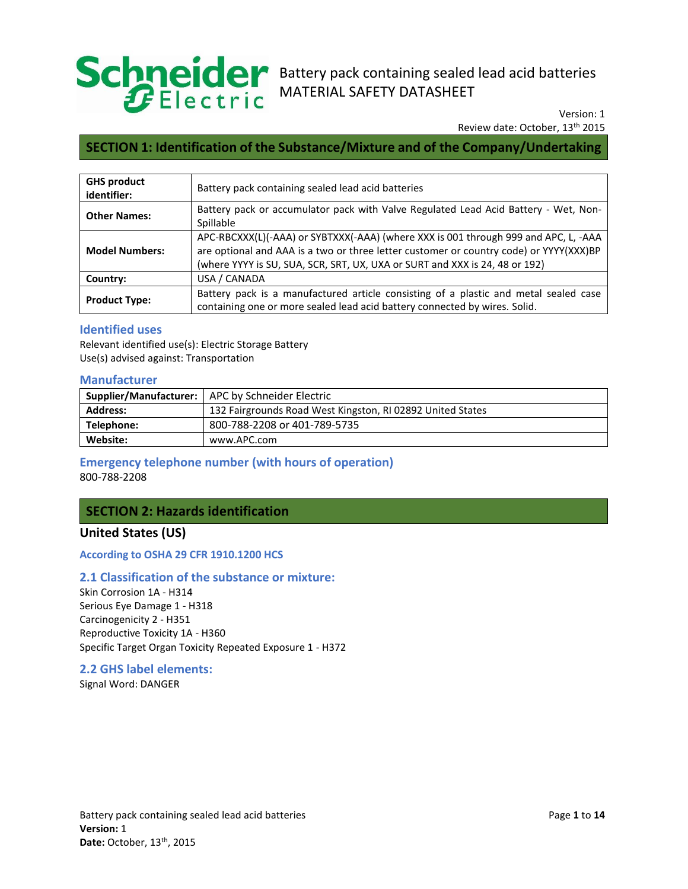# Battery pack containing sealed lead acid batteries
# MATERIAL SAFETY DATASHEET

Version: 1
Review date: October, 13th 2015

## SECTION 1: Identification of the Substance/Mixture and of the Company/Undertaking

| | |
|---|---|
| **GHS product identifier:** | Battery pack containing sealed lead acid batteries |
| **Other Names:** | Battery pack or accumulator pack with Valve Regulated Lead Acid Battery - Wet, Non-Spillable |
| **Model Numbers:** | APC-RBCXXX(L)(-AAA) or SYBTXXX(-AAA) (where XXX is 001 through 999 and APC, L, -AAA are optional and AAA is a two or three letter customer or country code) or YYYY(XXX)BP (where YYYY is SU, SUA, SCR, SRT, UX, UXA or SURT and XXX is 24, 48 or 192) |
| **Country:** | USA / CANADA |
| **Product Type:** | Battery pack is a manufactured article consisting of a plastic and metal sealed case containing one or more sealed lead acid battery connected by wires. Solid. |

### Identified uses

Relevant identified use(s): Electric Storage Battery
Use(s) advised against: Transportation

### Manufacturer

| | |
|---|---|
| **Supplier/Manufacturer:** | APC by Schneider Electric |
| **Address:** | 132 Fairgrounds Road West Kingston, RI 02892 United States |
| **Telephone:** | 800-788-2208 or 401-789-5735 |
| **Website:** | www.APC.com |

### Emergency telephone number (with hours of operation)

800-788-2208

## SECTION 2: Hazards identification

### United States (US)

**According to OSHA 29 CFR 1910.1200 HCS**

### 2.1 Classification of the substance or mixture:

Skin Corrosion 1A - H314
Serious Eye Damage 1 - H318
Carcinogenicity 2 - H351
Reproductive Toxicity 1A - H360
Specific Target Organ Toxicity Repeated Exposure 1 - H372

### 2.2 GHS label elements:

Signal Word: DANGER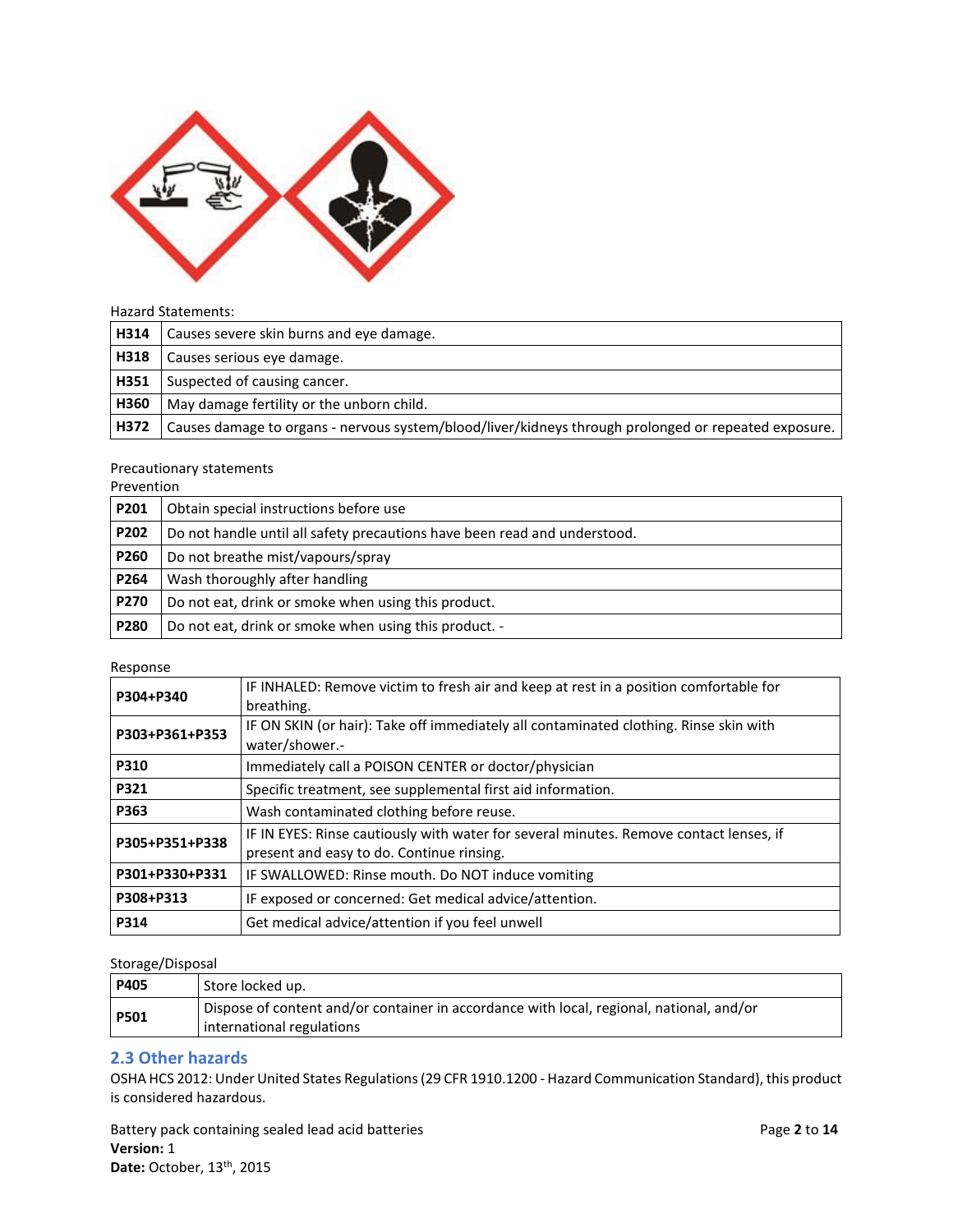Hazard Statements:

| | |
|---|---|
| **H314** | Causes severe skin burns and eye damage. |
| **H318** | Causes serious eye damage. |
| **H351** | Suspected of causing cancer. |
| **H360** | May damage fertility or the unborn child. |
| **H372** | Causes damage to organs - nervous system/blood/liver/kidneys through prolonged or repeated exposure. |

Precautionary statements

Prevention

| | |
|---|---|
| **P201** | Obtain special instructions before use |
| **P202** | Do not handle until all safety precautions have been read and understood. |
| **P260** | Do not breathe mist/vapours/spray |
| **P264** | Wash thoroughly after handling |
| **P270** | Do not eat, drink or smoke when using this product. |
| **P280** | Do not eat, drink or smoke when using this product. - |

Response

| | |
|---|---|
| **P304+P340** | IF INHALED: Remove victim to fresh air and keep at rest in a position comfortable for breathing. |
| **P303+P361+P353** | IF ON SKIN (or hair): Take off immediately all contaminated clothing. Rinse skin with water/shower.- |
| **P310** | Immediately call a POISON CENTER or doctor/physician |
| **P321** | Specific treatment, see supplemental first aid information. |
| **P363** | Wash contaminated clothing before reuse. |
| **P305+P351+P338** | IF IN EYES: Rinse cautiously with water for several minutes. Remove contact lenses, if present and easy to do. Continue rinsing. |
| **P301+P330+P331** | IF SWALLOWED: Rinse mouth. Do NOT induce vomiting |
| **P308+P313** | IF exposed or concerned: Get medical advice/attention. |
| **P314** | Get medical advice/attention if you feel unwell |

Storage/Disposal

| | |
|---|---|
| **P405** | Store locked up. |
| **P501** | Dispose of content and/or container in accordance with local, regional, national, and/or international regulations |

## 2.3 Other hazards

OSHA HCS 2012: Under United States Regulations (29 CFR 1910.1200 - Hazard Communication Standard), this product is considered hazardous.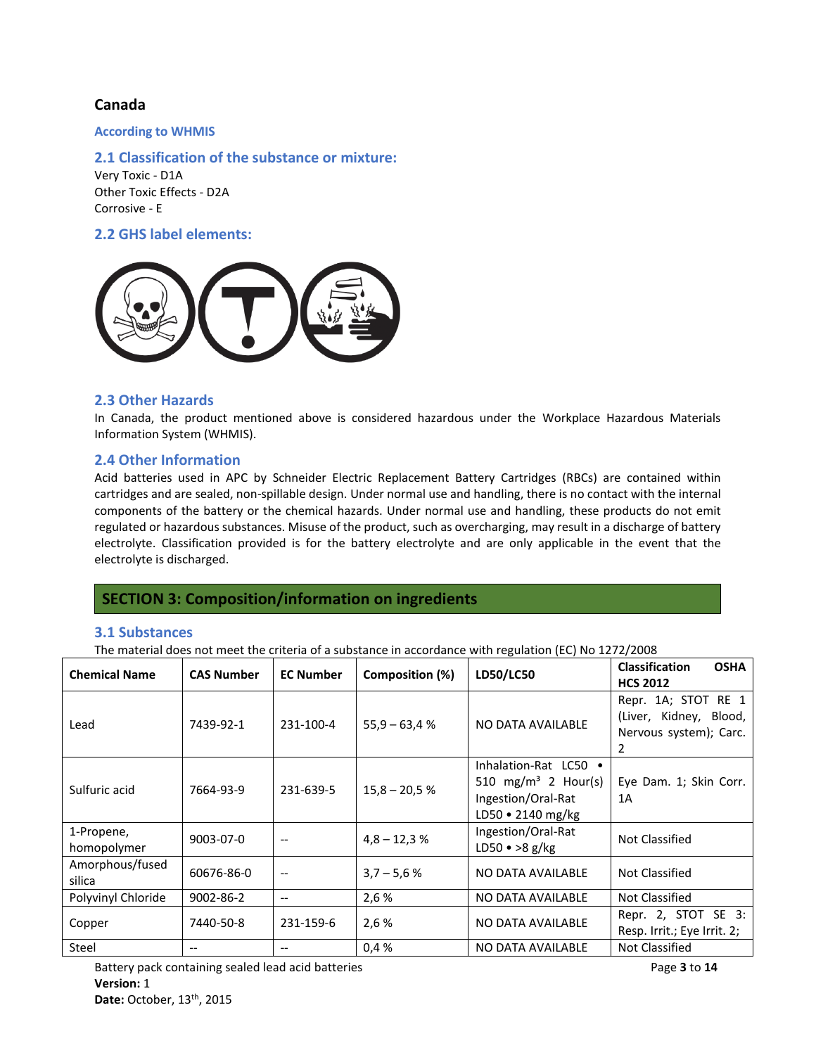## Canada

### According to WHMIS

### 2.1 Classification of the substance or mixture:

Very Toxic - D1A
Other Toxic Effects - D2A
Corrosive - E

### 2.2 GHS label elements:

### 2.3 Other Hazards

In Canada, the product mentioned above is considered hazardous under the Workplace Hazardous Materials Information System (WHMIS).

### 2.4 Other Information

Acid batteries used in APC by Schneider Electric Replacement Battery Cartridges (RBCs) are contained within cartridges and are sealed, non-spillable design. Under normal use and handling, there is no contact with the internal components of the battery or the chemical hazards. Under normal use and handling, these products do not emit regulated or hazardous substances. Misuse of the product, such as overcharging, may result in a discharge of battery electrolyte. Classification provided is for the battery electrolyte and are only applicable in the event that the electrolyte is discharged.

## SECTION 3: Composition/information on ingredients

### 3.1 Substances

The material does not meet the criteria of a substance in accordance with regulation (EC) No 1272/2008

| Chemical Name | CAS Number | EC Number | Composition (%) | LD50/LC50 | Classification OSHA HCS 2012 |
|---|---|---|---|---|---|
| Lead | 7439-92-1 | 231-100-4 | 55,9 – 63,4 % | NO DATA AVAILABLE | Repr. 1A; STOT RE 1 (Liver, Kidney, Blood, Nervous system); Carc. 2 |
| Sulfuric acid | 7664-93-9 | 231-639-5 | 15,8 – 20,5 % | Inhalation-Rat LC50 • 510 mg/m³ 2 Hour(s) Ingestion/Oral-Rat LD50 • 2140 mg/kg | Eye Dam. 1; Skin Corr. 1A |
| 1-Propene, homopolymer | 9003-07-0 | -- | 4,8 – 12,3 % | Ingestion/Oral-Rat LD50 • >8 g/kg | Not Classified |
| Amorphous/fused silica | 60676-86-0 | -- | 3,7 – 5,6 % | NO DATA AVAILABLE | Not Classified |
| Polyvinyl Chloride | 9002-86-2 | -- | 2,6 % | NO DATA AVAILABLE | Not Classified |
| Copper | 7440-50-8 | 231-159-6 | 2,6 % | NO DATA AVAILABLE | Repr. 2, STOT SE 3: Resp. Irrit.; Eye Irrit. 2; |
| Steel | -- | -- | 0,4 % | NO DATA AVAILABLE | Not Classified |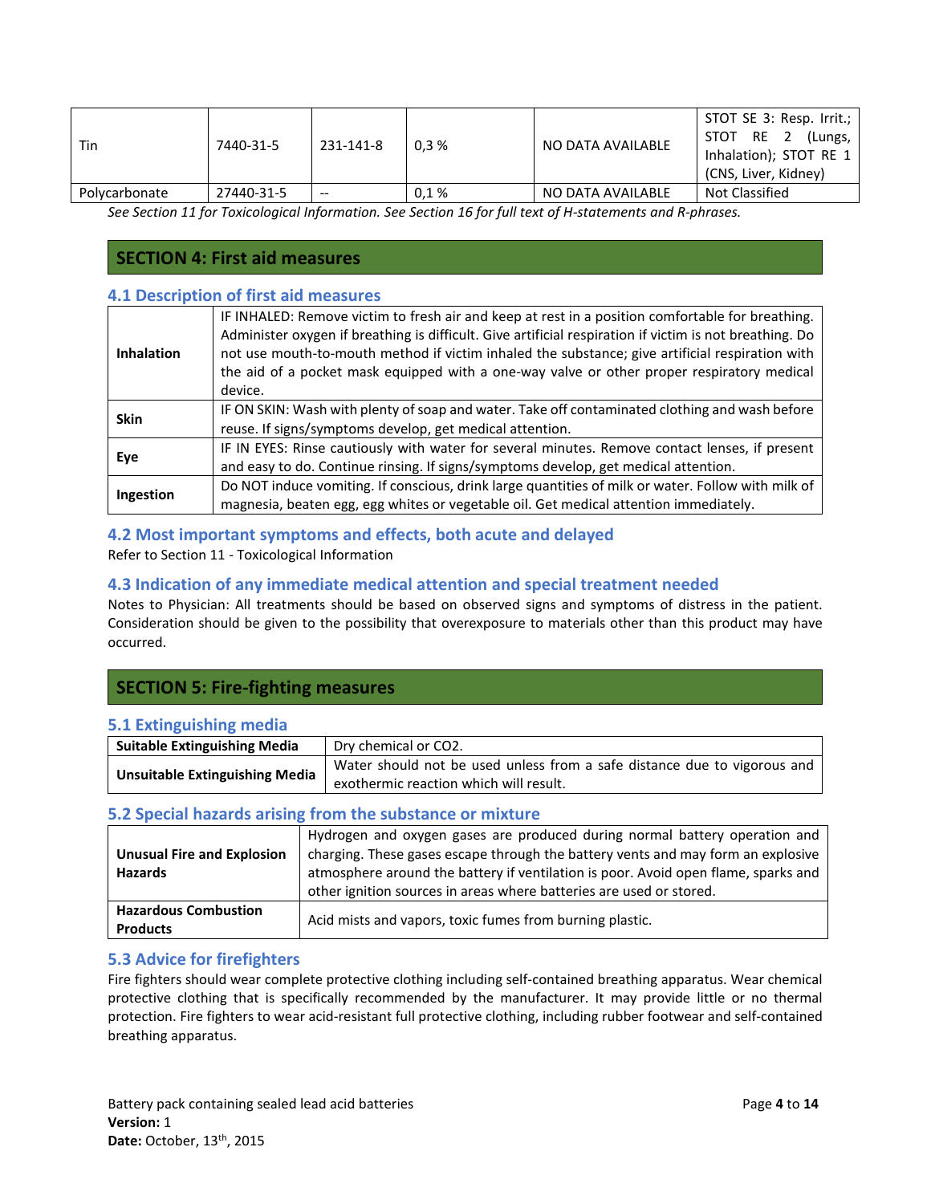| Tin | 7440-31-5 | 231-141-8 | 0,3 % | NO DATA AVAILABLE | STOT SE 3: Resp. Irrit.; STOT RE 2 (Lungs, Inhalation); STOT RE 1 (CNS, Liver, Kidney) |
|---|---|---|---|---|---|
| Polycarbonate | 27440-31-5 | -- | 0,1 % | NO DATA AVAILABLE | Not Classified |

*See Section 11 for Toxicological Information. See Section 16 for full text of H-statements and R-phrases.*

## SECTION 4: First aid measures

### 4.1 Description of first aid measures

| | |
|---|---|
| **Inhalation** | IF INHALED: Remove victim to fresh air and keep at rest in a position comfortable for breathing. Administer oxygen if breathing is difficult. Give artificial respiration if victim is not breathing. Do not use mouth-to-mouth method if victim inhaled the substance; give artificial respiration with the aid of a pocket mask equipped with a one-way valve or other proper respiratory medical device. |
| **Skin** | IF ON SKIN: Wash with plenty of soap and water. Take off contaminated clothing and wash before reuse. If signs/symptoms develop, get medical attention. |
| **Eye** | IF IN EYES: Rinse cautiously with water for several minutes. Remove contact lenses, if present and easy to do. Continue rinsing. If signs/symptoms develop, get medical attention. |
| **Ingestion** | Do NOT induce vomiting. If conscious, drink large quantities of milk or water. Follow with milk of magnesia, beaten egg, egg whites or vegetable oil. Get medical attention immediately. |

### 4.2 Most important symptoms and effects, both acute and delayed

Refer to Section 11 - Toxicological Information

### 4.3 Indication of any immediate medical attention and special treatment needed

Notes to Physician: All treatments should be based on observed signs and symptoms of distress in the patient. Consideration should be given to the possibility that overexposure to materials other than this product may have occurred.

## SECTION 5: Fire-fighting measures

### 5.1 Extinguishing media

| | |
|---|---|
| **Suitable Extinguishing Media** | Dry chemical or CO2. |
| **Unsuitable Extinguishing Media** | Water should not be used unless from a safe distance due to vigorous and exothermic reaction which will result. |

### 5.2 Special hazards arising from the substance or mixture

| | |
|---|---|
| **Unusual Fire and Explosion Hazards** | Hydrogen and oxygen gases are produced during normal battery operation and charging. These gases escape through the battery vents and may form an explosive atmosphere around the battery if ventilation is poor. Avoid open flame, sparks and other ignition sources in areas where batteries are used or stored. |
| **Hazardous Combustion Products** | Acid mists and vapors, toxic fumes from burning plastic. |

### 5.3 Advice for firefighters

Fire fighters should wear complete protective clothing including self-contained breathing apparatus. Wear chemical protective clothing that is specifically recommended by the manufacturer. It may provide little or no thermal protection. Fire fighters to wear acid-resistant full protective clothing, including rubber footwear and self-contained breathing apparatus.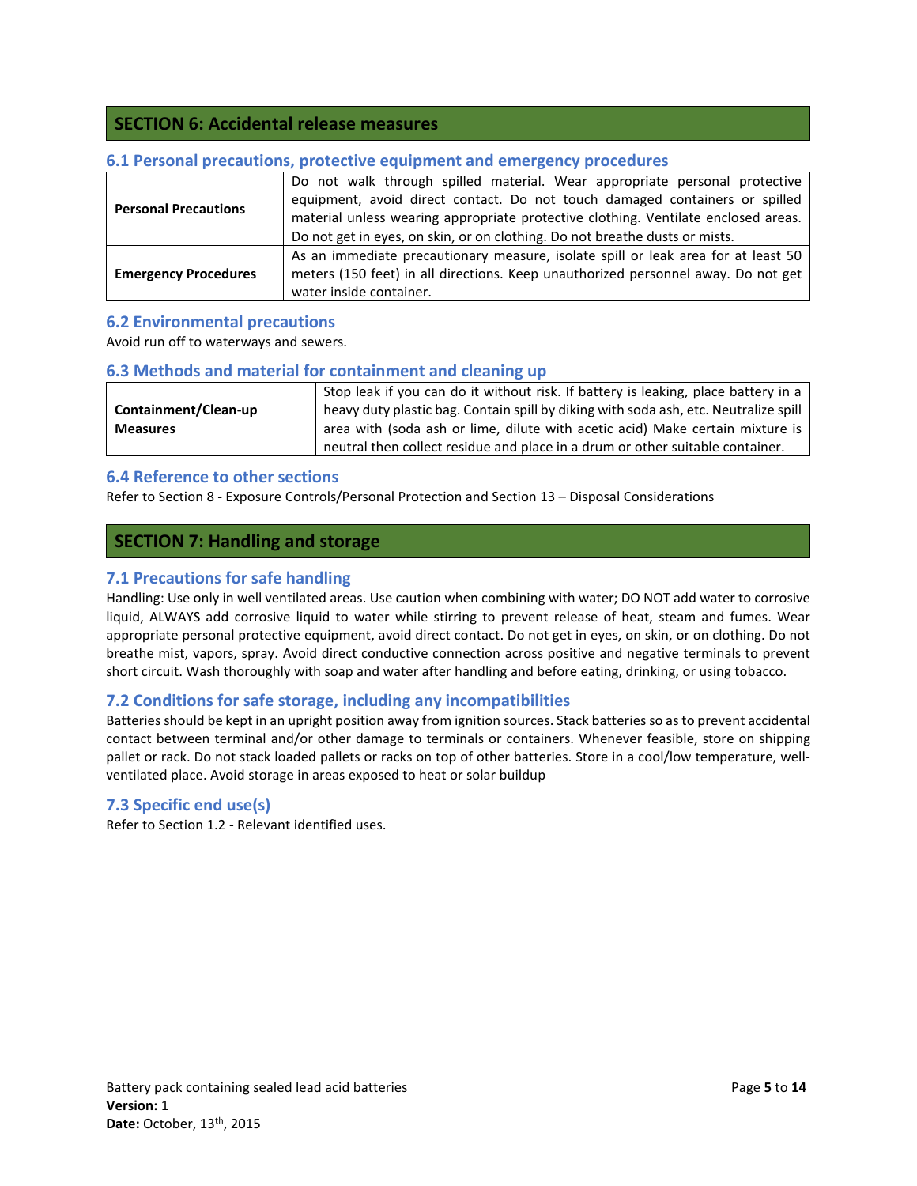## SECTION 6: Accidental release measures

### 6.1 Personal precautions, protective equipment and emergency procedures

| | |
|---|---|
| **Personal Precautions** | Do not walk through spilled material. Wear appropriate personal protective equipment, avoid direct contact. Do not touch damaged containers or spilled material unless wearing appropriate protective clothing. Ventilate enclosed areas. Do not get in eyes, on skin, or on clothing. Do not breathe dusts or mists. |
| **Emergency Procedures** | As an immediate precautionary measure, isolate spill or leak area for at least 50 meters (150 feet) in all directions. Keep unauthorized personnel away. Do not get water inside container. |

### 6.2 Environmental precautions

Avoid run off to waterways and sewers.

### 6.3 Methods and material for containment and cleaning up

| | |
|---|---|
| **Containment/Clean-up Measures** | Stop leak if you can do it without risk. If battery is leaking, place battery in a heavy duty plastic bag. Contain spill by diking with soda ash, etc. Neutralize spill area with (soda ash or lime, dilute with acetic acid) Make certain mixture is neutral then collect residue and place in a drum or other suitable container. |

### 6.4 Reference to other sections

Refer to Section 8 - Exposure Controls/Personal Protection and Section 13 – Disposal Considerations

## SECTION 7: Handling and storage

### 7.1 Precautions for safe handling

Handling: Use only in well ventilated areas. Use caution when combining with water; DO NOT add water to corrosive liquid, ALWAYS add corrosive liquid to water while stirring to prevent release of heat, steam and fumes. Wear appropriate personal protective equipment, avoid direct contact. Do not get in eyes, on skin, or on clothing. Do not breathe mist, vapors, spray. Avoid direct conductive connection across positive and negative terminals to prevent short circuit. Wash thoroughly with soap and water after handling and before eating, drinking, or using tobacco.

### 7.2 Conditions for safe storage, including any incompatibilities

Batteries should be kept in an upright position away from ignition sources. Stack batteries so as to prevent accidental contact between terminal and/or other damage to terminals or containers. Whenever feasible, store on shipping pallet or rack. Do not stack loaded pallets or racks on top of other batteries. Store in a cool/low temperature, well-ventilated place. Avoid storage in areas exposed to heat or solar buildup

### 7.3 Specific end use(s)

Refer to Section 1.2 - Relevant identified uses.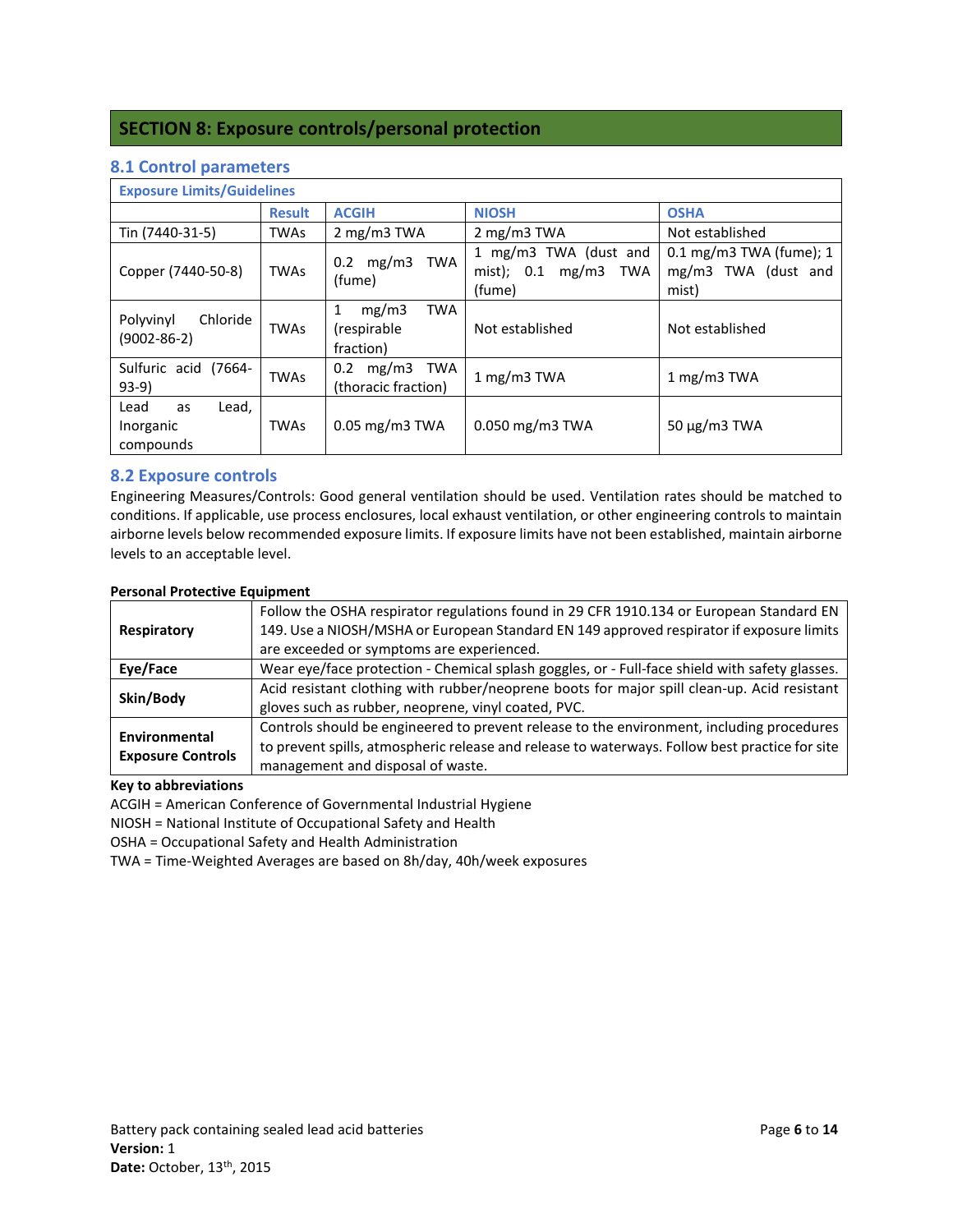## SECTION 8: Exposure controls/personal protection

### 8.1 Control parameters

| Exposure Limits/Guidelines | | | | |
|---|---|---|---|---|
| | **Result** | **ACGIH** | **NIOSH** | **OSHA** |
| Tin (7440-31-5) | TWAs | 2 mg/m3 TWA | 2 mg/m3 TWA | Not established |
| Copper (7440-50-8) | TWAs | 0.2 mg/m3 TWA (fume) | 1 mg/m3 TWA (dust and mist); 0.1 mg/m3 TWA (fume) | 0.1 mg/m3 TWA (fume); 1 mg/m3 TWA (dust and mist) |
| Polyvinyl Chloride (9002-86-2) | TWAs | 1 mg/m3 TWA (respirable fraction) | Not established | Not established |
| Sulfuric acid (7664-93-9) | TWAs | 0.2 mg/m3 TWA (thoracic fraction) | 1 mg/m3 TWA | 1 mg/m3 TWA |
| Lead as Lead, Inorganic compounds | TWAs | 0.05 mg/m3 TWA | 0.050 mg/m3 TWA | 50 µg/m3 TWA |

### 8.2 Exposure controls

Engineering Measures/Controls: Good general ventilation should be used. Ventilation rates should be matched to conditions. If applicable, use process enclosures, local exhaust ventilation, or other engineering controls to maintain airborne levels below recommended exposure limits. If exposure limits have not been established, maintain airborne levels to an acceptable level.

**Personal Protective Equipment**

| | |
|---|---|
| **Respiratory** | Follow the OSHA respirator regulations found in 29 CFR 1910.134 or European Standard EN 149. Use a NIOSH/MSHA or European Standard EN 149 approved respirator if exposure limits are exceeded or symptoms are experienced. |
| **Eye/Face** | Wear eye/face protection - Chemical splash goggles, or - Full-face shield with safety glasses. |
| **Skin/Body** | Acid resistant clothing with rubber/neoprene boots for major spill clean-up. Acid resistant gloves such as rubber, neoprene, vinyl coated, PVC. |
| **Environmental Exposure Controls** | Controls should be engineered to prevent release to the environment, including procedures to prevent spills, atmospheric release and release to waterways. Follow best practice for site management and disposal of waste. |

**Key to abbreviations**

ACGIH = American Conference of Governmental Industrial Hygiene
NIOSH = National Institute of Occupational Safety and Health
OSHA = Occupational Safety and Health Administration
TWA = Time-Weighted Averages are based on 8h/day, 40h/week exposures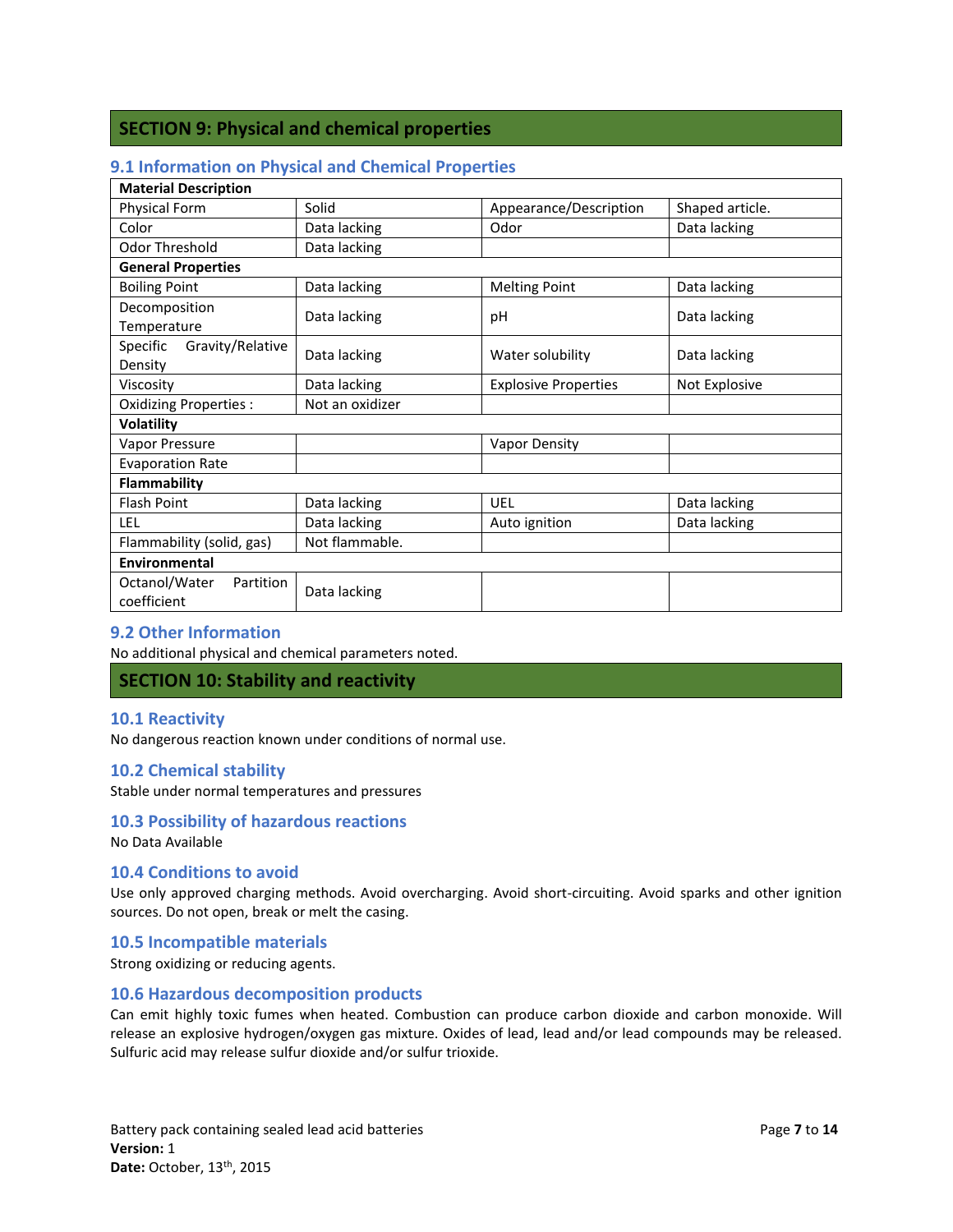## SECTION 9: Physical and chemical properties

### 9.1 Information on Physical and Chemical Properties

| **Material Description** | | | |
|---|---|---|---|
| Physical Form | Solid | Appearance/Description | Shaped article. |
| Color | Data lacking | Odor | Data lacking |
| Odor Threshold | Data lacking | | |
| **General Properties** | | | |
| Boiling Point | Data lacking | Melting Point | Data lacking |
| Decomposition Temperature | Data lacking | pH | Data lacking |
| Specific Gravity/Relative Density | Data lacking | Water solubility | Data lacking |
| Viscosity | Data lacking | Explosive Properties | Not Explosive |
| Oxidizing Properties : | Not an oxidizer | | |
| **Volatility** | | | |
| Vapor Pressure | | Vapor Density | |
| Evaporation Rate | | | |
| **Flammability** | | | |
| Flash Point | Data lacking | UEL | Data lacking |
| LEL | Data lacking | Auto ignition | Data lacking |
| Flammability (solid, gas) | Not flammable. | | |
| **Environmental** | | | |
| Octanol/Water Partition coefficient | Data lacking | | |

### 9.2 Other Information

No additional physical and chemical parameters noted.

## SECTION 10: Stability and reactivity

### 10.1 Reactivity

No dangerous reaction known under conditions of normal use.

### 10.2 Chemical stability

Stable under normal temperatures and pressures

### 10.3 Possibility of hazardous reactions

No Data Available

### 10.4 Conditions to avoid

Use only approved charging methods. Avoid overcharging. Avoid short-circuiting. Avoid sparks and other ignition sources. Do not open, break or melt the casing.

### 10.5 Incompatible materials

Strong oxidizing or reducing agents.

### 10.6 Hazardous decomposition products

Can emit highly toxic fumes when heated. Combustion can produce carbon dioxide and carbon monoxide. Will release an explosive hydrogen/oxygen gas mixture. Oxides of lead, lead and/or lead compounds may be released. Sulfuric acid may release sulfur dioxide and/or sulfur trioxide.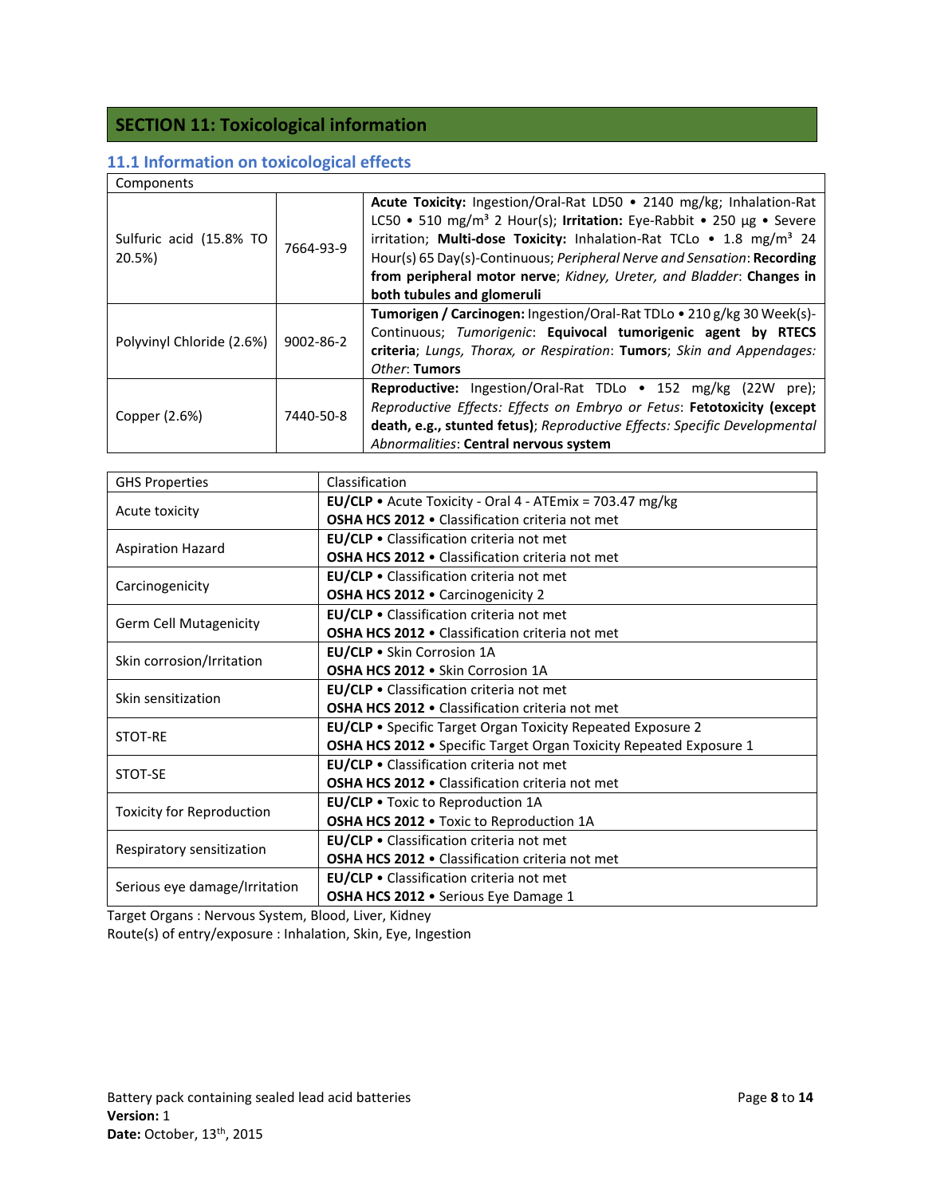## SECTION 11: Toxicological information

### 11.1 Information on toxicological effects

| Components | | |
|---|---|---|
| Sulfuric acid (15.8% TO 20.5%) | 7664-93-9 | **Acute Toxicity:** Ingestion/Oral-Rat LD50 • 2140 mg/kg; Inhalation-Rat LC50 • 510 mg/m³ 2 Hour(s); **Irritation:** Eye-Rabbit • 250 µg • Severe irritation; **Multi-dose Toxicity:** Inhalation-Rat TCLo • 1.8 mg/m³ 24 Hour(s) 65 Day(s)-Continuous; *Peripheral Nerve and Sensation*: **Recording from peripheral motor nerve**; *Kidney, Ureter, and Bladder*: **Changes in both tubules and glomeruli** |
| Polyvinyl Chloride (2.6%) | 9002-86-2 | **Tumorigen / Carcinogen:** Ingestion/Oral-Rat TDLo • 210 g/kg 30 Week(s)-Continuous; *Tumorigenic*: **Equivocal tumorigenic agent by RTECS criteria**; *Lungs, Thorax, or Respiration*: **Tumors**; *Skin and Appendages: Other*: **Tumors** |
| Copper (2.6%) | 7440-50-8 | **Reproductive:** Ingestion/Oral-Rat TDLo • 152 mg/kg (22W pre); *Reproductive Effects: Effects on Embryo or Fetus*: **Fetotoxicity (except death, e.g., stunted fetus)**; *Reproductive Effects: Specific Developmental Abnormalities*: **Central nervous system** |

| GHS Properties | Classification |
|---|---|
| Acute toxicity | **EU/CLP** • Acute Toxicity - Oral 4 - ATEmix = 703.47 mg/kg<br>**OSHA HCS 2012** • Classification criteria not met |
| Aspiration Hazard | **EU/CLP** • Classification criteria not met<br>**OSHA HCS 2012** • Classification criteria not met |
| Carcinogenicity | **EU/CLP** • Classification criteria not met<br>**OSHA HCS 2012** • Carcinogenicity 2 |
| Germ Cell Mutagenicity | **EU/CLP** • Classification criteria not met<br>**OSHA HCS 2012** • Classification criteria not met |
| Skin corrosion/Irritation | **EU/CLP** • Skin Corrosion 1A<br>**OSHA HCS 2012** • Skin Corrosion 1A |
| Skin sensitization | **EU/CLP** • Classification criteria not met<br>**OSHA HCS 2012** • Classification criteria not met |
| STOT-RE | **EU/CLP** • Specific Target Organ Toxicity Repeated Exposure 2<br>**OSHA HCS 2012** • Specific Target Organ Toxicity Repeated Exposure 1 |
| STOT-SE | **EU/CLP** • Classification criteria not met<br>**OSHA HCS 2012** • Classification criteria not met |
| Toxicity for Reproduction | **EU/CLP** • Toxic to Reproduction 1A<br>**OSHA HCS 2012** • Toxic to Reproduction 1A |
| Respiratory sensitization | **EU/CLP** • Classification criteria not met<br>**OSHA HCS 2012** • Classification criteria not met |
| Serious eye damage/Irritation | **EU/CLP** • Classification criteria not met<br>**OSHA HCS 2012** • Serious Eye Damage 1 |

Target Organs : Nervous System, Blood, Liver, Kidney

Route(s) of entry/exposure : Inhalation, Skin, Eye, Ingestion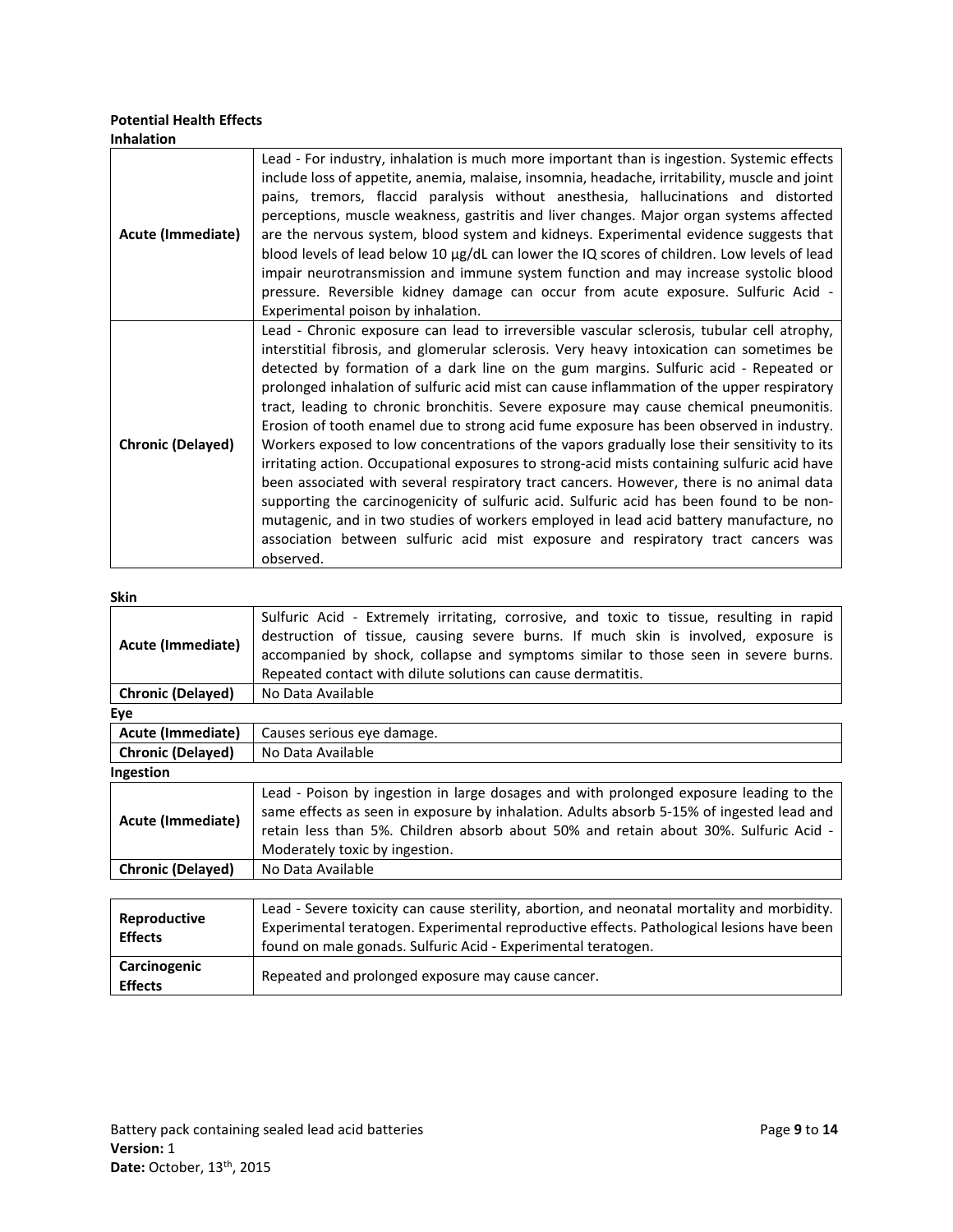**Potential Health Effects**

**Inhalation**

| | |
|---|---|
| **Acute (Immediate)** | Lead - For industry, inhalation is much more important than is ingestion. Systemic effects include loss of appetite, anemia, malaise, insomnia, headache, irritability, muscle and joint pains, tremors, flaccid paralysis without anesthesia, hallucinations and distorted perceptions, muscle weakness, gastritis and liver changes. Major organ systems affected are the nervous system, blood system and kidneys. Experimental evidence suggests that blood levels of lead below 10 µg/dL can lower the IQ scores of children. Low levels of lead impair neurotransmission and immune system function and may increase systolic blood pressure. Reversible kidney damage can occur from acute exposure. Sulfuric Acid - Experimental poison by inhalation. |
| **Chronic (Delayed)** | Lead - Chronic exposure can lead to irreversible vascular sclerosis, tubular cell atrophy, interstitial fibrosis, and glomerular sclerosis. Very heavy intoxication can sometimes be detected by formation of a dark line on the gum margins. Sulfuric acid - Repeated or prolonged inhalation of sulfuric acid mist can cause inflammation of the upper respiratory tract, leading to chronic bronchitis. Severe exposure may cause chemical pneumonitis. Erosion of tooth enamel due to strong acid fume exposure has been observed in industry. Workers exposed to low concentrations of the vapors gradually lose their sensitivity to its irritating action. Occupational exposures to strong-acid mists containing sulfuric acid have been associated with several respiratory tract cancers. However, there is no animal data supporting the carcinogenicity of sulfuric acid. Sulfuric acid has been found to be non-mutagenic, and in two studies of workers employed in lead acid battery manufacture, no association between sulfuric acid mist exposure and respiratory tract cancers was observed. |

**Skin**

| | |
|---|---|
| **Acute (Immediate)** | Sulfuric Acid - Extremely irritating, corrosive, and toxic to tissue, resulting in rapid destruction of tissue, causing severe burns. If much skin is involved, exposure is accompanied by shock, collapse and symptoms similar to those seen in severe burns. Repeated contact with dilute solutions can cause dermatitis. |
| **Chronic (Delayed)** | No Data Available |

**Eye**

| | |
|---|---|
| **Acute (Immediate)** | Causes serious eye damage. |
| **Chronic (Delayed)** | No Data Available |

**Ingestion**

| | |
|---|---|
| **Acute (Immediate)** | Lead - Poison by ingestion in large dosages and with prolonged exposure leading to the same effects as seen in exposure by inhalation. Adults absorb 5-15% of ingested lead and retain less than 5%. Children absorb about 50% and retain about 30%. Sulfuric Acid - Moderately toxic by ingestion. |
| **Chronic (Delayed)** | No Data Available |

| | |
|---|---|
| **Reproductive Effects** | Lead - Severe toxicity can cause sterility, abortion, and neonatal mortality and morbidity. Experimental teratogen. Experimental reproductive effects. Pathological lesions have been found on male gonads. Sulfuric Acid - Experimental teratogen. |
| **Carcinogenic Effects** | Repeated and prolonged exposure may cause cancer. |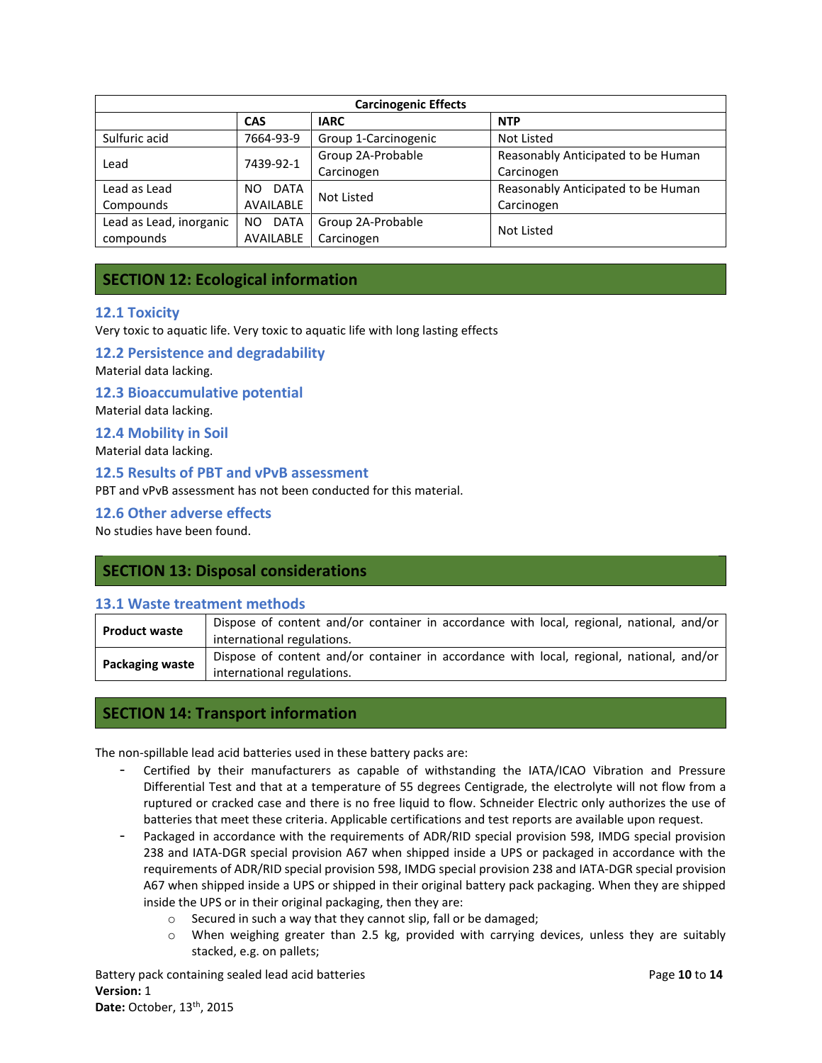| Carcinogenic Effects | | | |
|---|---|---|---|
| | **CAS** | **IARC** | **NTP** |
| Sulfuric acid | 7664-93-9 | Group 1-Carcinogenic | Not Listed |
| Lead | 7439-92-1 | Group 2A-Probable Carcinogen | Reasonably Anticipated to be Human Carcinogen |
| Lead as Lead Compounds | NO DATA AVAILABLE | Not Listed | Reasonably Anticipated to be Human Carcinogen |
| Lead as Lead, inorganic compounds | NO DATA AVAILABLE | Group 2A-Probable Carcinogen | Not Listed |

## SECTION 12: Ecological information

### 12.1 Toxicity

Very toxic to aquatic life. Very toxic to aquatic life with long lasting effects

### 12.2 Persistence and degradability

Material data lacking.

### 12.3 Bioaccumulative potential

Material data lacking.

### 12.4 Mobility in Soil

Material data lacking.

### 12.5 Results of PBT and vPvB assessment

PBT and vPvB assessment has not been conducted for this material.

### 12.6 Other adverse effects

No studies have been found.

## SECTION 13: Disposal considerations

### 13.1 Waste treatment methods

| | |
|---|---|
| **Product waste** | Dispose of content and/or container in accordance with local, regional, national, and/or international regulations. |
| **Packaging waste** | Dispose of content and/or container in accordance with local, regional, national, and/or international regulations. |

## SECTION 14: Transport information

The non-spillable lead acid batteries used in these battery packs are:

- Certified by their manufacturers as capable of withstanding the IATA/ICAO Vibration and Pressure Differential Test and that at a temperature of 55 degrees Centigrade, the electrolyte will not flow from a ruptured or cracked case and there is no free liquid to flow. Schneider Electric only authorizes the use of batteries that meet these criteria. Applicable certifications and test reports are available upon request.
- Packaged in accordance with the requirements of ADR/RID special provision 598, IMDG special provision 238 and IATA-DGR special provision A67 when shipped inside a UPS or packaged in accordance with the requirements of ADR/RID special provision 598, IMDG special provision 238 and IATA-DGR special provision A67 when shipped inside a UPS or shipped in their original battery pack packaging. When they are shipped inside the UPS or in their original packaging, then they are:
  - Secured in such a way that they cannot slip, fall or be damaged;
  - When weighing greater than 2.5 kg, provided with carrying devices, unless they are suitably stacked, e.g. on pallets;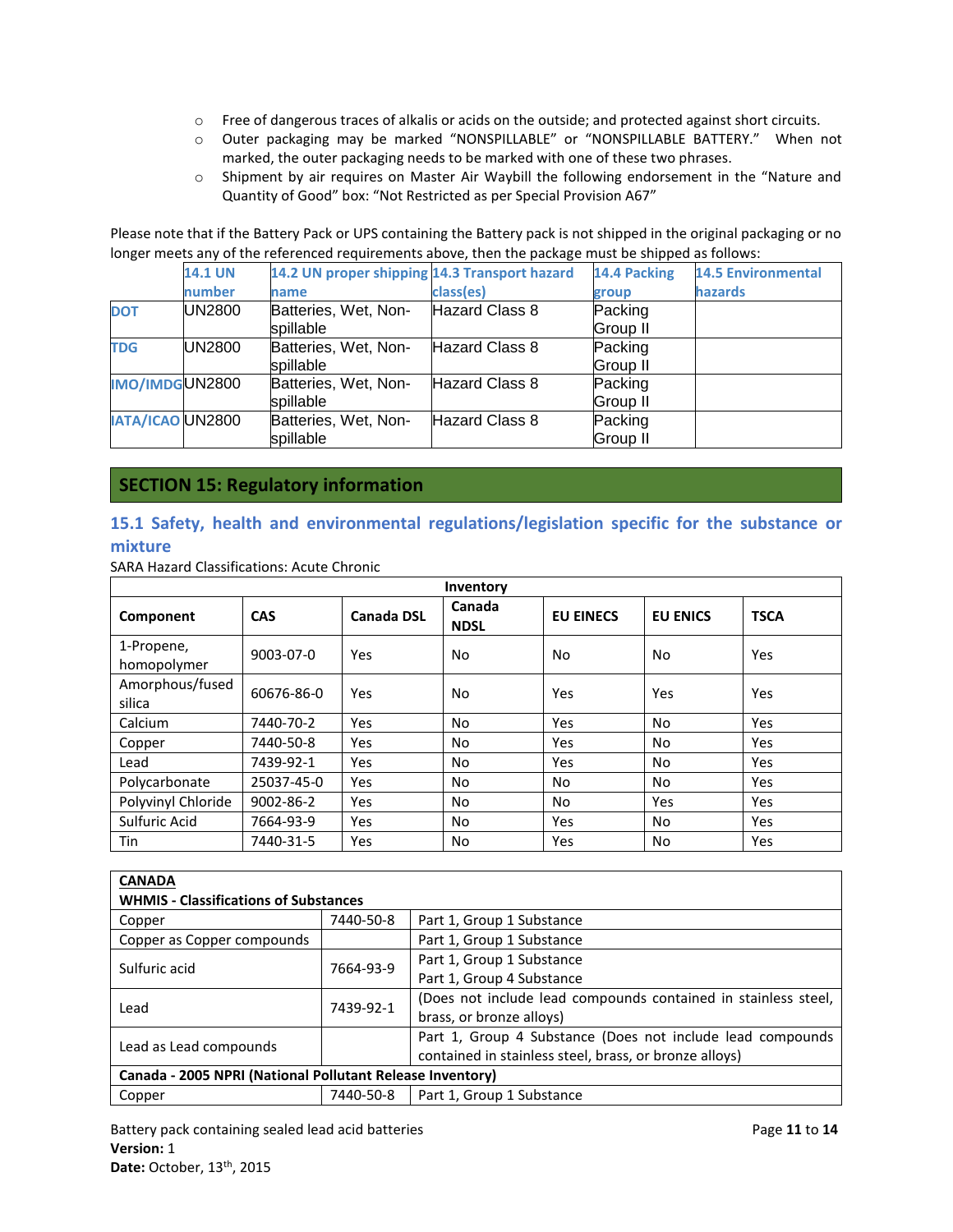- Free of dangerous traces of alkalis or acids on the outside; and protected against short circuits.
- Outer packaging may be marked "NONSPILLABLE" or "NONSPILLABLE BATTERY." When not marked, the outer packaging needs to be marked with one of these two phrases.
- Shipment by air requires on Master Air Waybill the following endorsement in the "Nature and Quantity of Good" box: "Not Restricted as per Special Provision A67"

Please note that if the Battery Pack or UPS containing the Battery pack is not shipped in the original packaging or no longer meets any of the referenced requirements above, then the package must be shipped as follows:

| | 14.1 UN number | 14.2 UN proper shipping name | 14.3 Transport hazard class(es) | 14.4 Packing group | 14.5 Environmental hazards |
|---|---|---|---|---|---|
| DOT | UN2800 | Batteries, Wet, Non-spillable | Hazard Class 8 | Packing Group II | |
| TDG | UN2800 | Batteries, Wet, Non-spillable | Hazard Class 8 | Packing Group II | |
| IMO/IMDG | UN2800 | Batteries, Wet, Non-spillable | Hazard Class 8 | Packing Group II | |
| IATA/ICAO | UN2800 | Batteries, Wet, Non-spillable | Hazard Class 8 | Packing Group II | |

## SECTION 15: Regulatory information

### 15.1 Safety, health and environmental regulations/legislation specific for the substance or mixture

SARA Hazard Classifications: Acute Chronic

| Inventory | | | | | | |
|---|---|---|---|---|---|---|
| Component | CAS | Canada DSL | Canada NDSL | EU EINECS | EU ENICS | TSCA |
| 1-Propene, homopolymer | 9003-07-0 | Yes | No | No | No | Yes |
| Amorphous/fused silica | 60676-86-0 | Yes | No | Yes | Yes | Yes |
| Calcium | 7440-70-2 | Yes | No | Yes | No | Yes |
| Copper | 7440-50-8 | Yes | No | Yes | No | Yes |
| Lead | 7439-92-1 | Yes | No | Yes | No | Yes |
| Polycarbonate | 25037-45-0 | Yes | No | No | No | Yes |
| Polyvinyl Chloride | 9002-86-2 | Yes | No | No | Yes | Yes |
| Sulfuric Acid | 7664-93-9 | Yes | No | Yes | No | Yes |
| Tin | 7440-31-5 | Yes | No | Yes | No | Yes |

| CANADA<br>WHMIS - Classifications of Substances | | |
|---|---|---|
| Copper | 7440-50-8 | Part 1, Group 1 Substance |
| Copper as Copper compounds | | Part 1, Group 1 Substance |
| Sulfuric acid | 7664-93-9 | Part 1, Group 1 Substance<br>Part 1, Group 4 Substance |
| Lead | 7439-92-1 | (Does not include lead compounds contained in stainless steel, brass, or bronze alloys) |
| Lead as Lead compounds | | Part 1, Group 4 Substance (Does not include lead compounds contained in stainless steel, brass, or bronze alloys) |
| **Canada - 2005 NPRI (National Pollutant Release Inventory)** | | |
| Copper | 7440-50-8 | Part 1, Group 1 Substance |

Battery pack containing sealed lead acid batteries
**Version:** 1
**Date:** October, 13th, 2015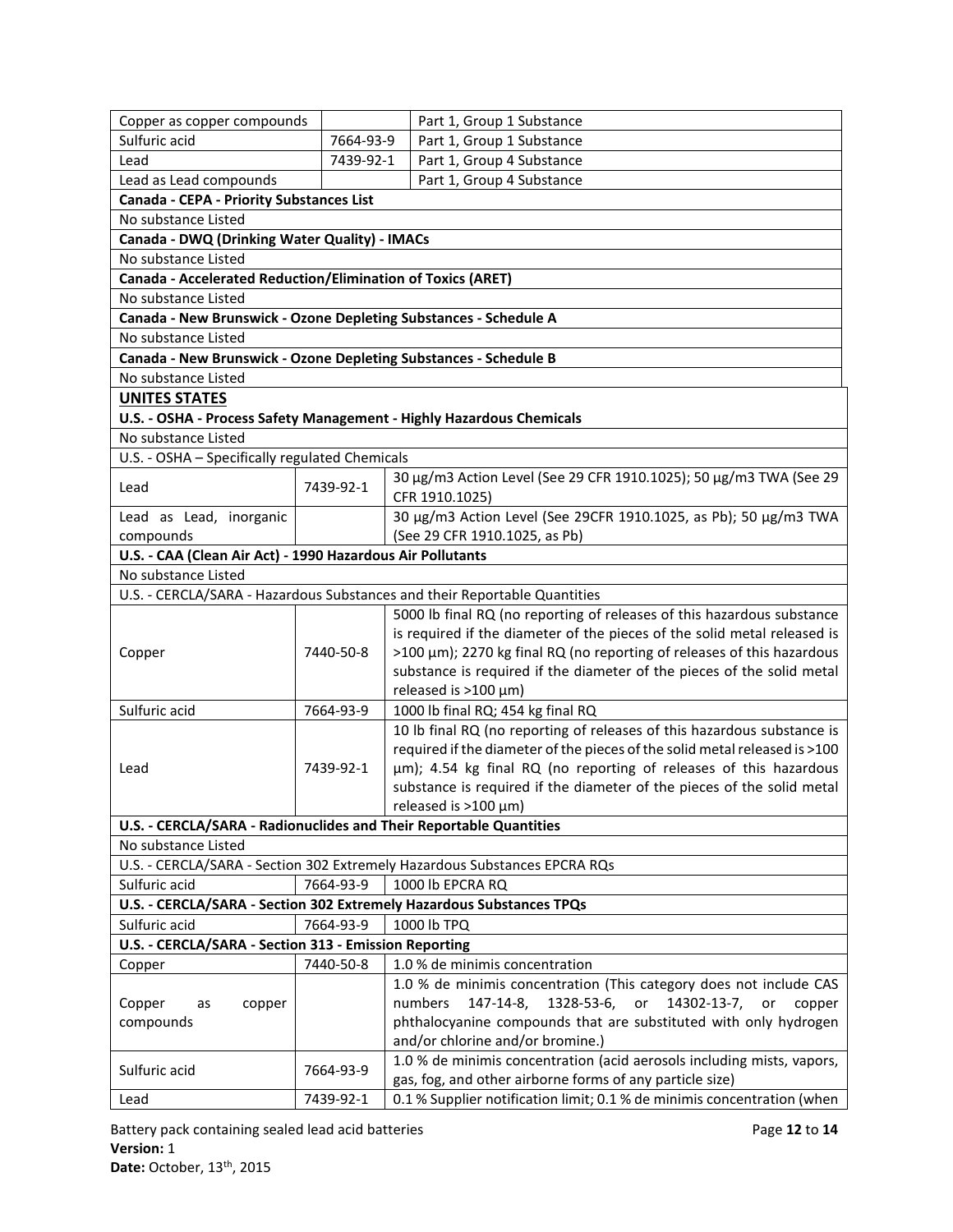| | | |
|---|---|---|
| Copper as copper compounds | | Part 1, Group 1 Substance |
| Sulfuric acid | 7664-93-9 | Part 1, Group 1 Substance |
| Lead | 7439-92-1 | Part 1, Group 4 Substance |
| Lead as Lead compounds | | Part 1, Group 4 Substance |
| **Canada - CEPA - Priority Substances List** | | |
| No substance Listed | | |
| **Canada - DWQ (Drinking Water Quality) - IMACs** | | |
| No substance Listed | | |
| **Canada - Accelerated Reduction/Elimination of Toxics (ARET)** | | |
| No substance Listed | | |
| **Canada - New Brunswick - Ozone Depleting Substances - Schedule A** | | |
| No substance Listed | | |
| **Canada - New Brunswick - Ozone Depleting Substances - Schedule B** | | |
| No substance Listed | | |

**UNITES STATES**

| | | |
|---|---|---|
| **U.S. - OSHA - Process Safety Management - Highly Hazardous Chemicals** | | |
| No substance Listed | | |
| U.S. - OSHA – Specifically regulated Chemicals | | |
| Lead | 7439-92-1 | 30 µg/m3 Action Level (See 29 CFR 1910.1025); 50 µg/m3 TWA (See 29 CFR 1910.1025) |
| Lead as Lead, inorganic compounds | | 30 µg/m3 Action Level (See 29CFR 1910.1025, as Pb); 50 µg/m3 TWA (See 29 CFR 1910.1025, as Pb) |
| **U.S. - CAA (Clean Air Act) - 1990 Hazardous Air Pollutants** | | |
| No substance Listed | | |
| U.S. - CERCLA/SARA - Hazardous Substances and their Reportable Quantities | | |
| Copper | 7440-50-8 | 5000 lb final RQ (no reporting of releases of this hazardous substance is required if the diameter of the pieces of the solid metal released is >100 µm); 2270 kg final RQ (no reporting of releases of this hazardous substance is required if the diameter of the pieces of the solid metal released is >100 µm) |
| Sulfuric acid | 7664-93-9 | 1000 lb final RQ; 454 kg final RQ |
| Lead | 7439-92-1 | 10 lb final RQ (no reporting of releases of this hazardous substance is required if the diameter of the pieces of the solid metal released is >100 µm); 4.54 kg final RQ (no reporting of releases of this hazardous substance is required if the diameter of the pieces of the solid metal released is >100 µm) |
| **U.S. - CERCLA/SARA - Radionuclides and Their Reportable Quantities** | | |
| No substance Listed | | |
| U.S. - CERCLA/SARA - Section 302 Extremely Hazardous Substances EPCRA RQs | | |
| Sulfuric acid | 7664-93-9 | 1000 lb EPCRA RQ |
| **U.S. - CERCLA/SARA - Section 302 Extremely Hazardous Substances TPQs** | | |
| Sulfuric acid | 7664-93-9 | 1000 lb TPQ |
| **U.S. - CERCLA/SARA - Section 313 - Emission Reporting** | | |
| Copper | 7440-50-8 | 1.0 % de minimis concentration |
| Copper as copper compounds | | 1.0 % de minimis concentration (This category does not include CAS numbers 147-14-8, 1328-53-6, or 14302-13-7, or copper phthalocyanine compounds that are substituted with only hydrogen and/or chlorine and/or bromine.) |
| Sulfuric acid | 7664-93-9 | 1.0 % de minimis concentration (acid aerosols including mists, vapors, gas, fog, and other airborne forms of any particle size) |
| Lead | 7439-92-1 | 0.1 % Supplier notification limit; 0.1 % de minimis concentration (when |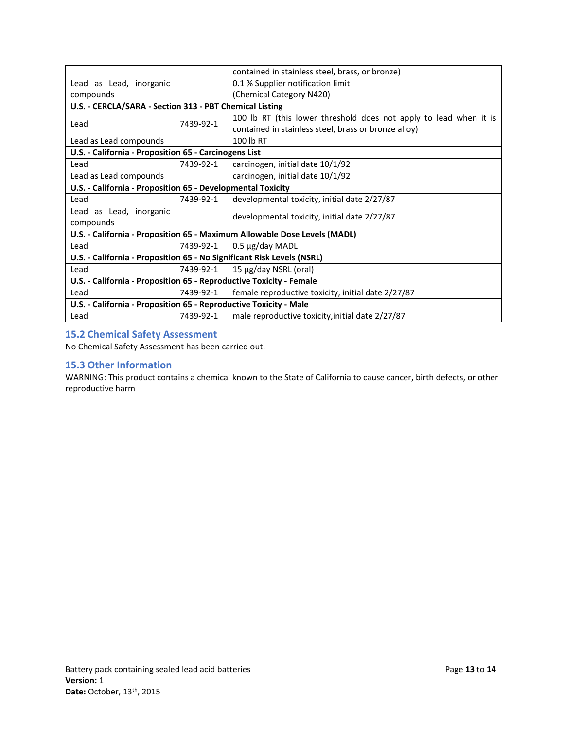| | | |
|---|---|---|
| | | contained in stainless steel, brass, or bronze) |
| Lead as Lead, inorganic compounds | | 0.1 % Supplier notification limit (Chemical Category N420) |
| **U.S. - CERCLA/SARA - Section 313 - PBT Chemical Listing** | | |
| Lead | 7439-92-1 | 100 lb RT (this lower threshold does not apply to lead when it is contained in stainless steel, brass or bronze alloy) |
| Lead as Lead compounds | | 100 lb RT |
| **U.S. - California - Proposition 65 - Carcinogens List** | | |
| Lead | 7439-92-1 | carcinogen, initial date 10/1/92 |
| Lead as Lead compounds | | carcinogen, initial date 10/1/92 |
| **U.S. - California - Proposition 65 - Developmental Toxicity** | | |
| Lead | 7439-92-1 | developmental toxicity, initial date 2/27/87 |
| Lead as Lead, inorganic compounds | | developmental toxicity, initial date 2/27/87 |
| **U.S. - California - Proposition 65 - Maximum Allowable Dose Levels (MADL)** | | |
| Lead | 7439-92-1 | 0.5 µg/day MADL |
| **U.S. - California - Proposition 65 - No Significant Risk Levels (NSRL)** | | |
| Lead | 7439-92-1 | 15 µg/day NSRL (oral) |
| **U.S. - California - Proposition 65 - Reproductive Toxicity - Female** | | |
| Lead | 7439-92-1 | female reproductive toxicity, initial date 2/27/87 |
| **U.S. - California - Proposition 65 - Reproductive Toxicity - Male** | | |
| Lead | 7439-92-1 | male reproductive toxicity,initial date 2/27/87 |

## 15.2 Chemical Safety Assessment

No Chemical Safety Assessment has been carried out.

## 15.3 Other Information

WARNING: This product contains a chemical known to the State of California to cause cancer, birth defects, or other reproductive harm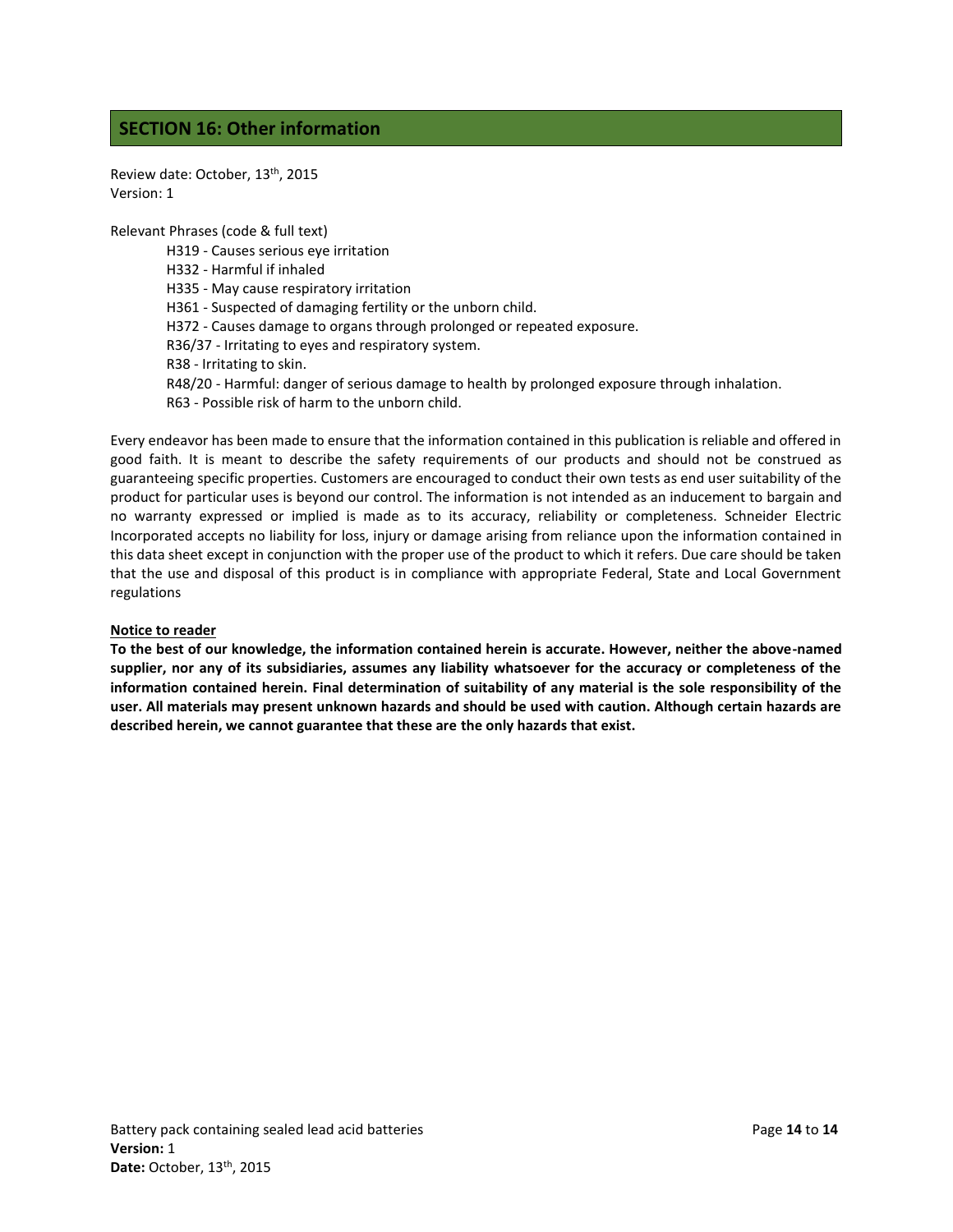## SECTION 16: Other information

Review date: October, 13th, 2015
Version: 1

Relevant Phrases (code & full text)

- H319 - Causes serious eye irritation
- H332 - Harmful if inhaled
- H335 - May cause respiratory irritation
- H361 - Suspected of damaging fertility or the unborn child.
- H372 - Causes damage to organs through prolonged or repeated exposure.
- R36/37 - Irritating to eyes and respiratory system.
- R38 - Irritating to skin.
- R48/20 - Harmful: danger of serious damage to health by prolonged exposure through inhalation.
- R63 - Possible risk of harm to the unborn child.

Every endeavor has been made to ensure that the information contained in this publication is reliable and offered in good faith. It is meant to describe the safety requirements of our products and should not be construed as guaranteeing specific properties. Customers are encouraged to conduct their own tests as end user suitability of the product for particular uses is beyond our control. The information is not intended as an inducement to bargain and no warranty expressed or implied is made as to its accuracy, reliability or completeness. Schneider Electric Incorporated accepts no liability for loss, injury or damage arising from reliance upon the information contained in this data sheet except in conjunction with the proper use of the product to which it refers. Due care should be taken that the use and disposal of this product is in compliance with appropriate Federal, State and Local Government regulations

**Notice to reader**

**To the best of our knowledge, the information contained herein is accurate. However, neither the above-named supplier, nor any of its subsidiaries, assumes any liability whatsoever for the accuracy or completeness of the information contained herein. Final determination of suitability of any material is the sole responsibility of the user. All materials may present unknown hazards and should be used with caution. Although certain hazards are described herein, we cannot guarantee that these are the only hazards that exist.**